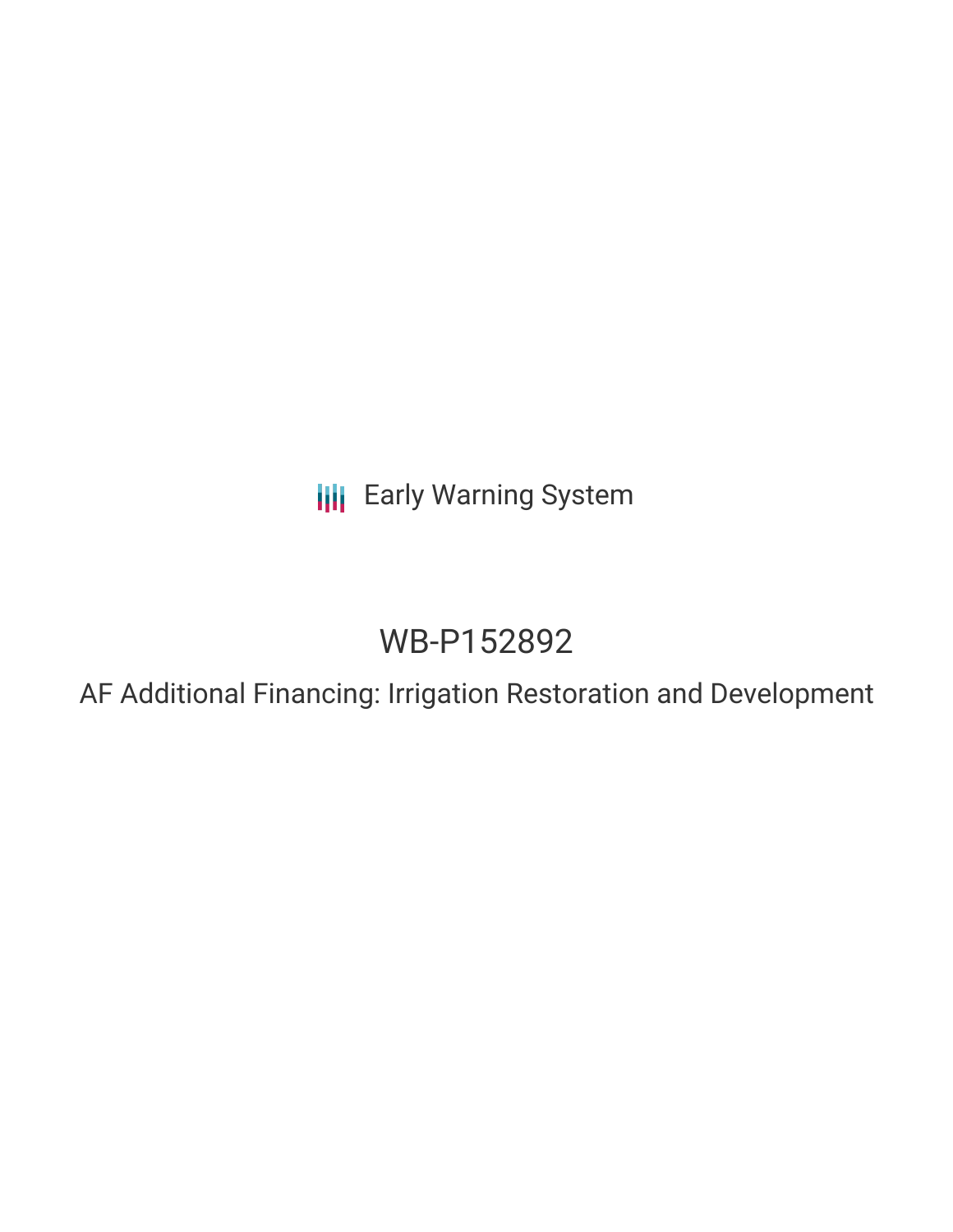Early Warning System

# WB-P152892

## AF Additional Financing: Irrigation Restoration and Development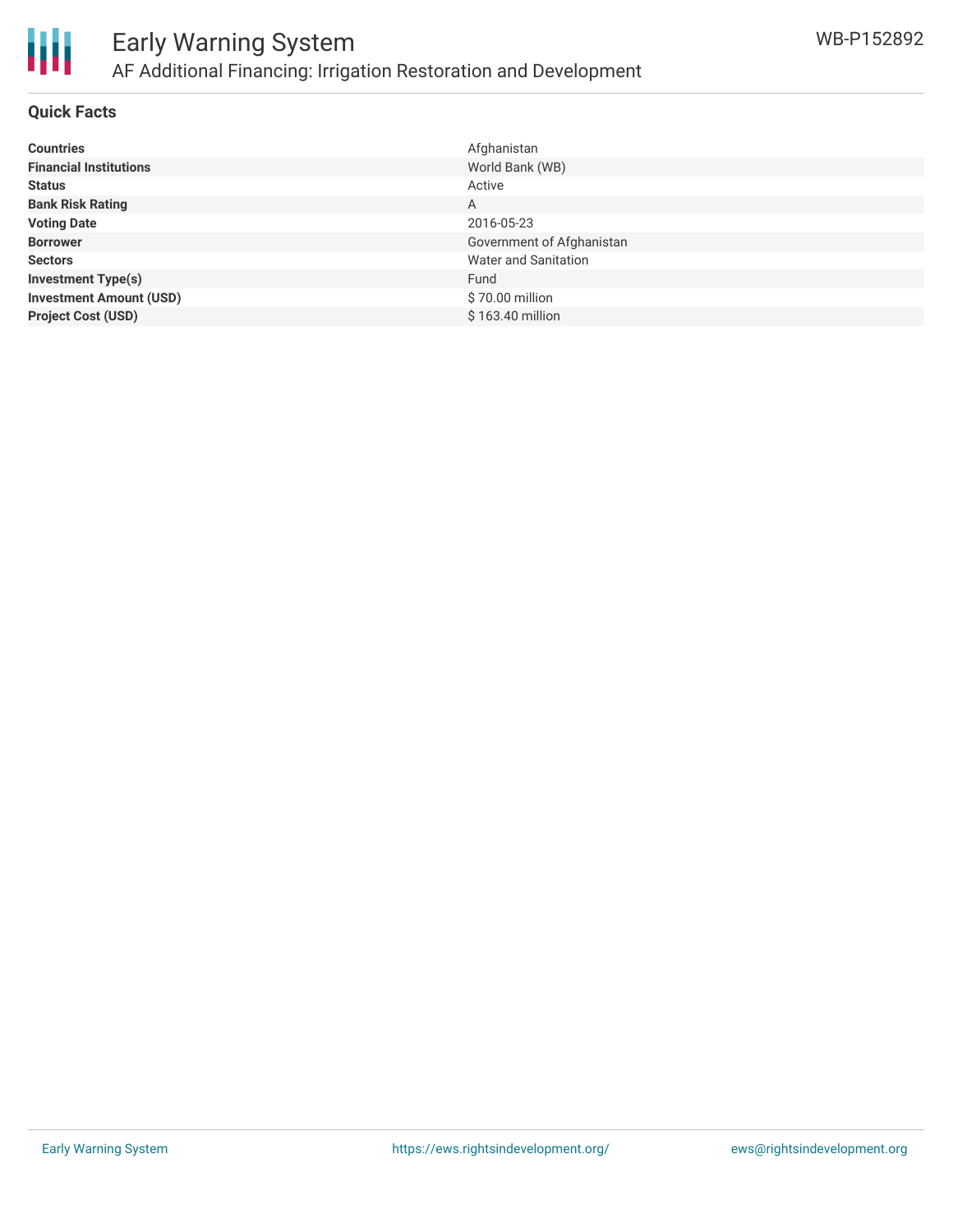# Early Warning System

## AF Additional Financing: Irrigation Restoration and Development

WB-P152892

### Quick Facts

| | |
|---|---|
| **Countries** | Afghanistan |
| **Financial Institutions** | World Bank (WB) |
| **Status** | Active |
| **Bank Risk Rating** | A |
| **Voting Date** | 2016-05-23 |
| **Borrower** | Government of Afghanistan |
| **Sectors** | Water and Sanitation |
| **Investment Type(s)** | Fund |
| **Investment Amount (USD)** | $ 70.00 million |
| **Project Cost (USD)** | $ 163.40 million |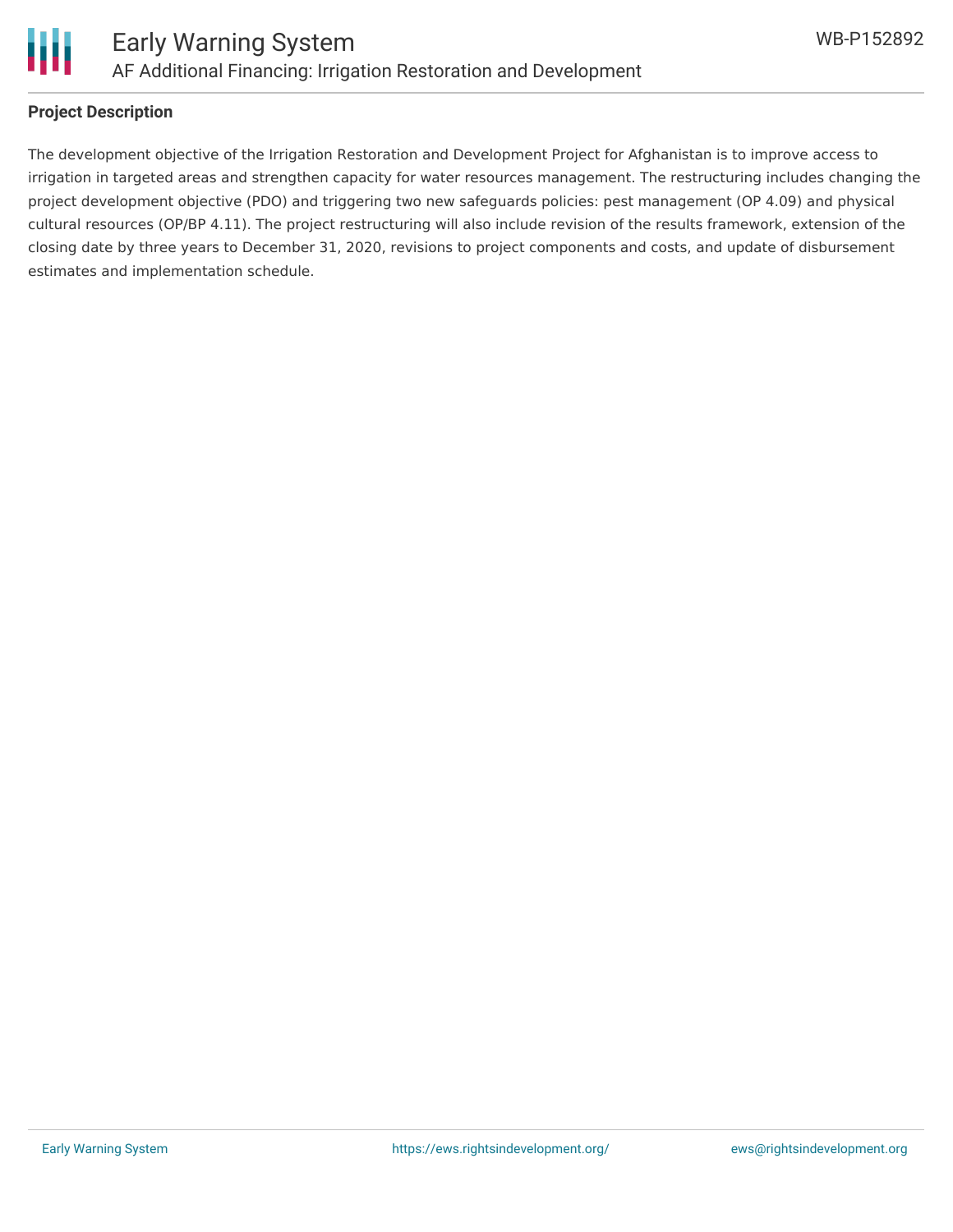## Project Description

The development objective of the Irrigation Restoration and Development Project for Afghanistan is to improve access to irrigation in targeted areas and strengthen capacity for water resources management. The restructuring includes changing the project development objective (PDO) and triggering two new safeguards policies: pest management (OP 4.09) and physical cultural resources (OP/BP 4.11). The project restructuring will also include revision of the results framework, extension of the closing date by three years to December 31, 2020, revisions to project components and costs, and update of disbursement estimates and implementation schedule.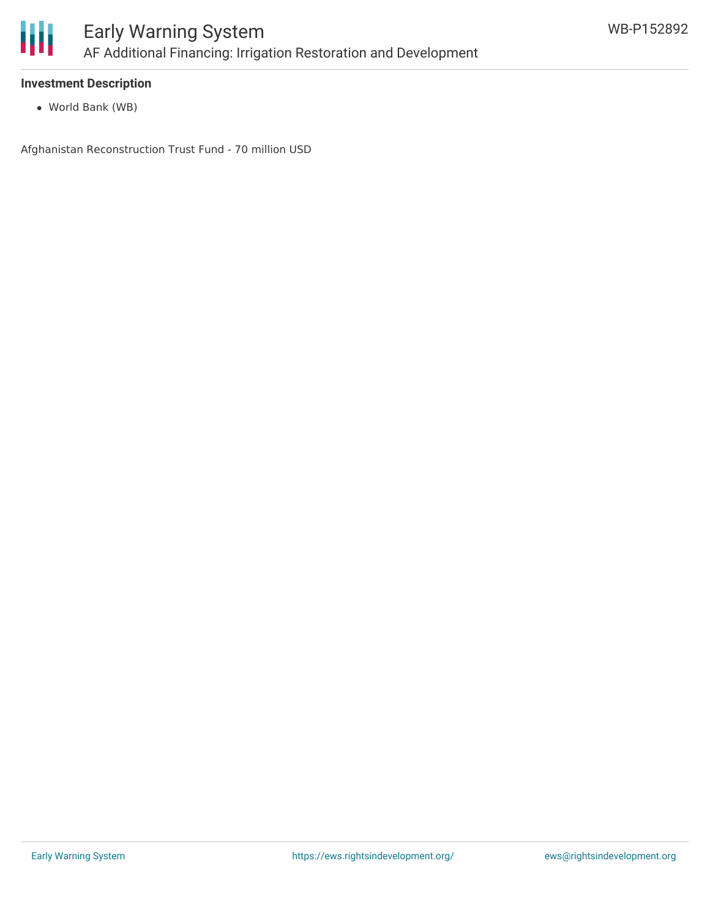**Investment Description**

- World Bank (WB)

Afghanistan Reconstruction Trust Fund - 70 million USD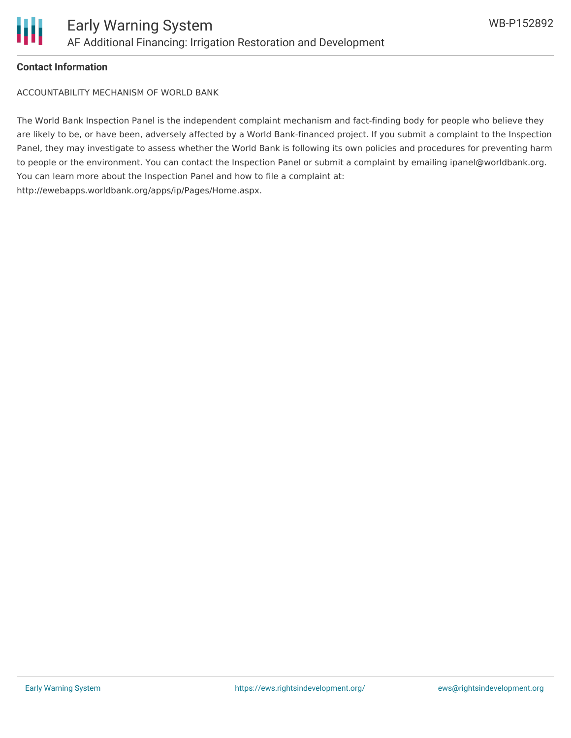## Contact Information

ACCOUNTABILITY MECHANISM OF WORLD BANK

The World Bank Inspection Panel is the independent complaint mechanism and fact-finding body for people who believe they are likely to be, or have been, adversely affected by a World Bank-financed project. If you submit a complaint to the Inspection Panel, they may investigate to assess whether the World Bank is following its own policies and procedures for preventing harm to people or the environment. You can contact the Inspection Panel or submit a complaint by emailing ipanel@worldbank.org. You can learn more about the Inspection Panel and how to file a complaint at: http://ewebapps.worldbank.org/apps/ip/Pages/Home.aspx.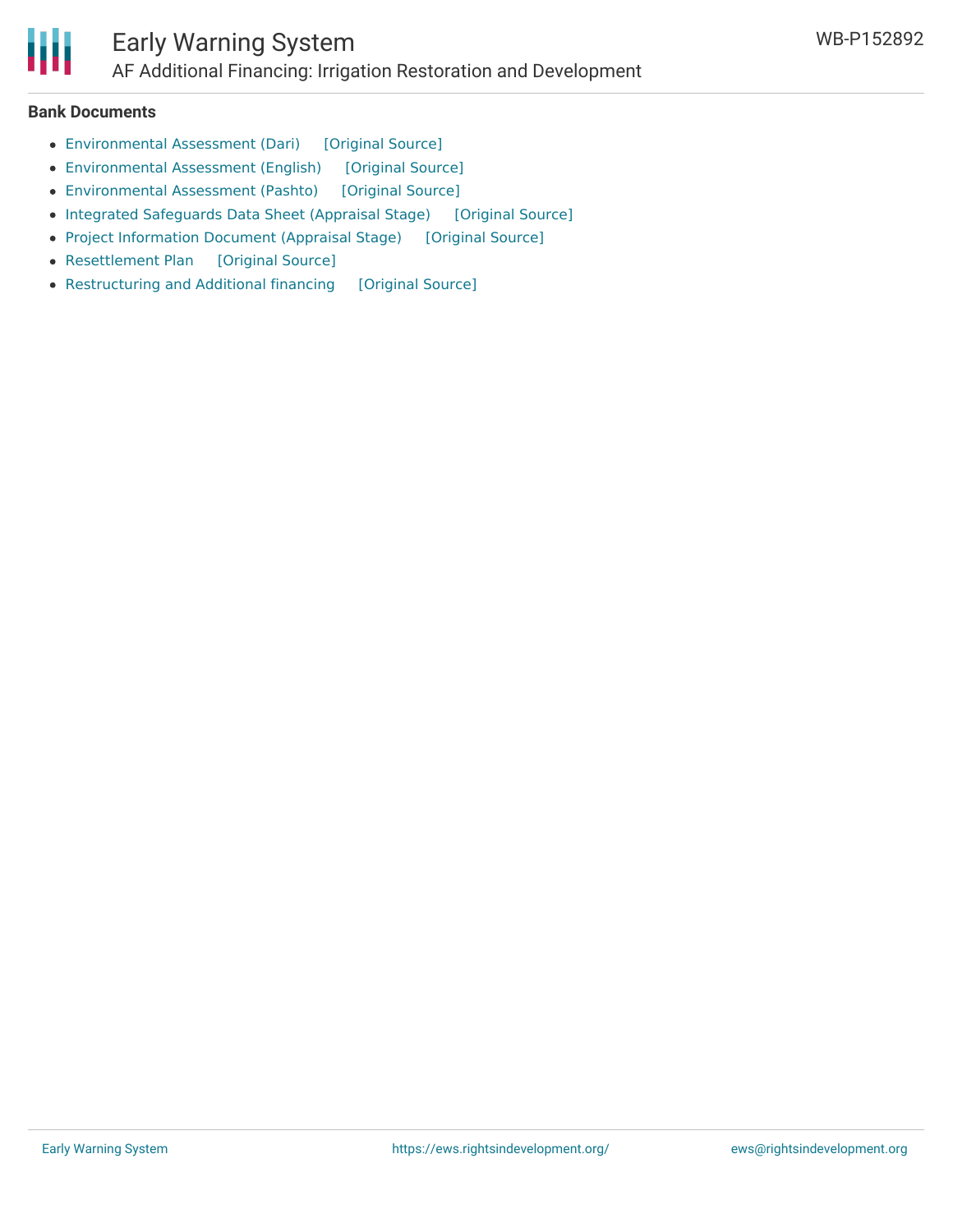**Bank Documents**

- Environmental Assessment (Dari) [Original Source]
- Environmental Assessment (English) [Original Source]
- Environmental Assessment (Pashto) [Original Source]
- Integrated Safeguards Data Sheet (Appraisal Stage) [Original Source]
- Project Information Document (Appraisal Stage) [Original Source]
- Resettlement Plan [Original Source]
- Restructuring and Additional financing [Original Source]